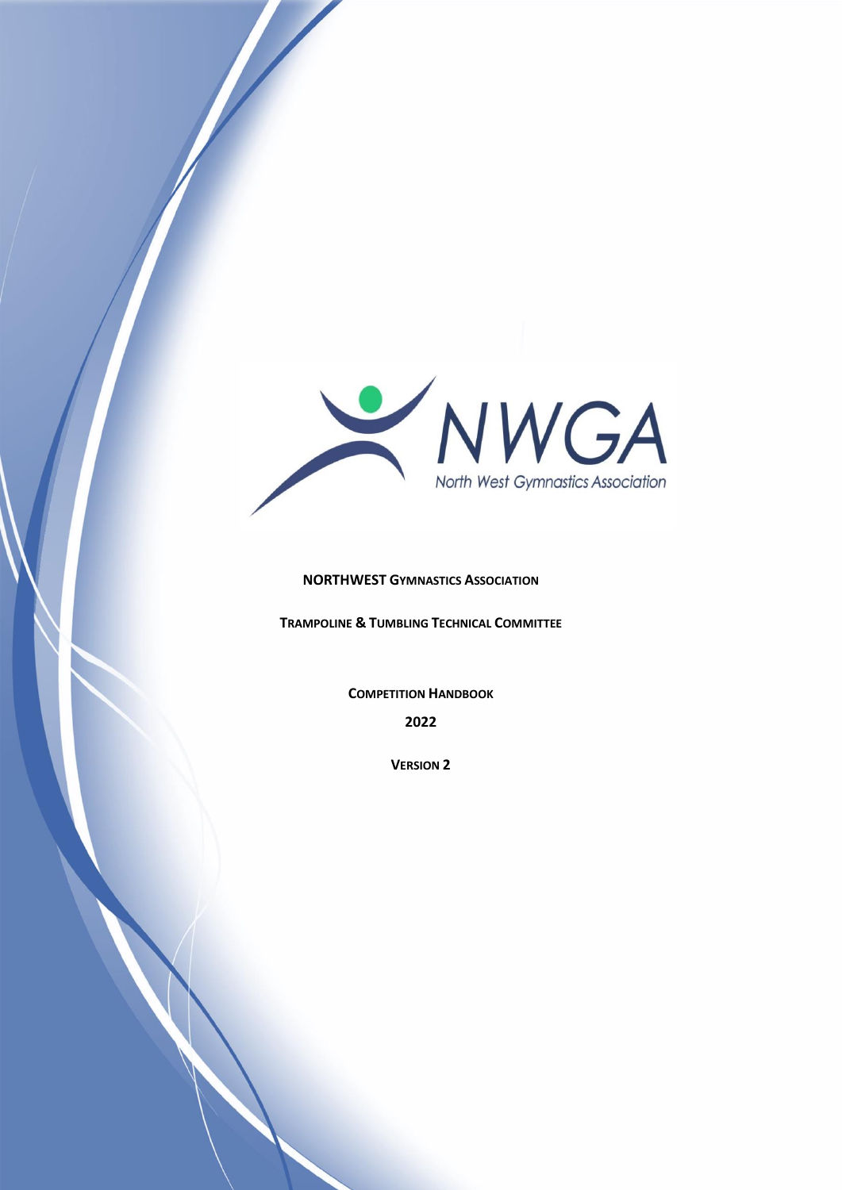NWGA

North West Gymnastics Association

**NORTHWEST GYMNASTICS ASSOCIATION**

**TRAMPOLINE & TUMBLING TECHNICAL COMMITTEE**

**COMPETITION HANDBOOK**

**2022**

**VERSION 2**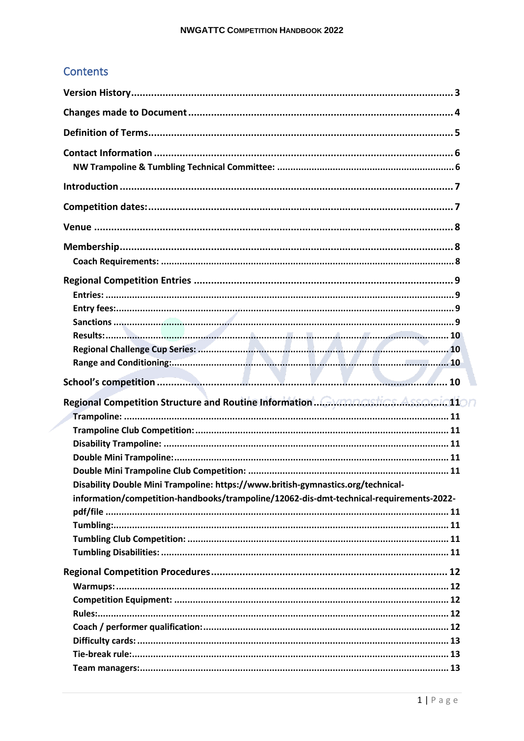# Contents

**Version History** .......... 3

**Changes made to Document** .......... 4

**Definition of Terms** .......... 5

**Contact Information** .......... 6

- **NW Trampoline & Tumbling Technical Committee:** .......... 6

**Introduction** .......... 7

**Competition dates:** .......... 7

**Venue** .......... 8

**Membership** .......... 8

- **Coach Requirements:** .......... 8

**Regional Competition Entries** .......... 9

- **Entries:** .......... 9
- **Entry fees:** .......... 9
- **Sanctions** .......... 9
- **Results:** .......... 10
- **Regional Challenge Cup Series:** .......... 10
- **Range and Conditioning:** .......... 10

**School's competition** .......... 10

**Regional Competition Structure and Routine Information** .......... 11

- **Trampoline:** .......... 11
- **Trampoline Club Competition:** .......... 11
- **Disability Trampoline:** .......... 11
- **Double Mini Trampoline:** .......... 11
- **Double Mini Trampoline Club Competition:** .......... 11
- **Disability Double Mini Trampoline: https://www.british-gymnastics.org/technical-information/competition-handbooks/trampoline/12062-dis-dmt-technical-requirements-2022-pdf/file** .......... 11
- **Tumbling:** .......... 11
- **Tumbling Club Competition:** .......... 11
- **Tumbling Disabilities:** .......... 11

**Regional Competition Procedures** .......... 12

- **Warmups:** .......... 12
- **Competition Equipment:** .......... 12
- **Rules:** .......... 12
- **Coach / performer qualification:** .......... 12
- **Difficulty cards:** .......... 13
- **Tie-break rule:** .......... 13
- **Team managers:** .......... 13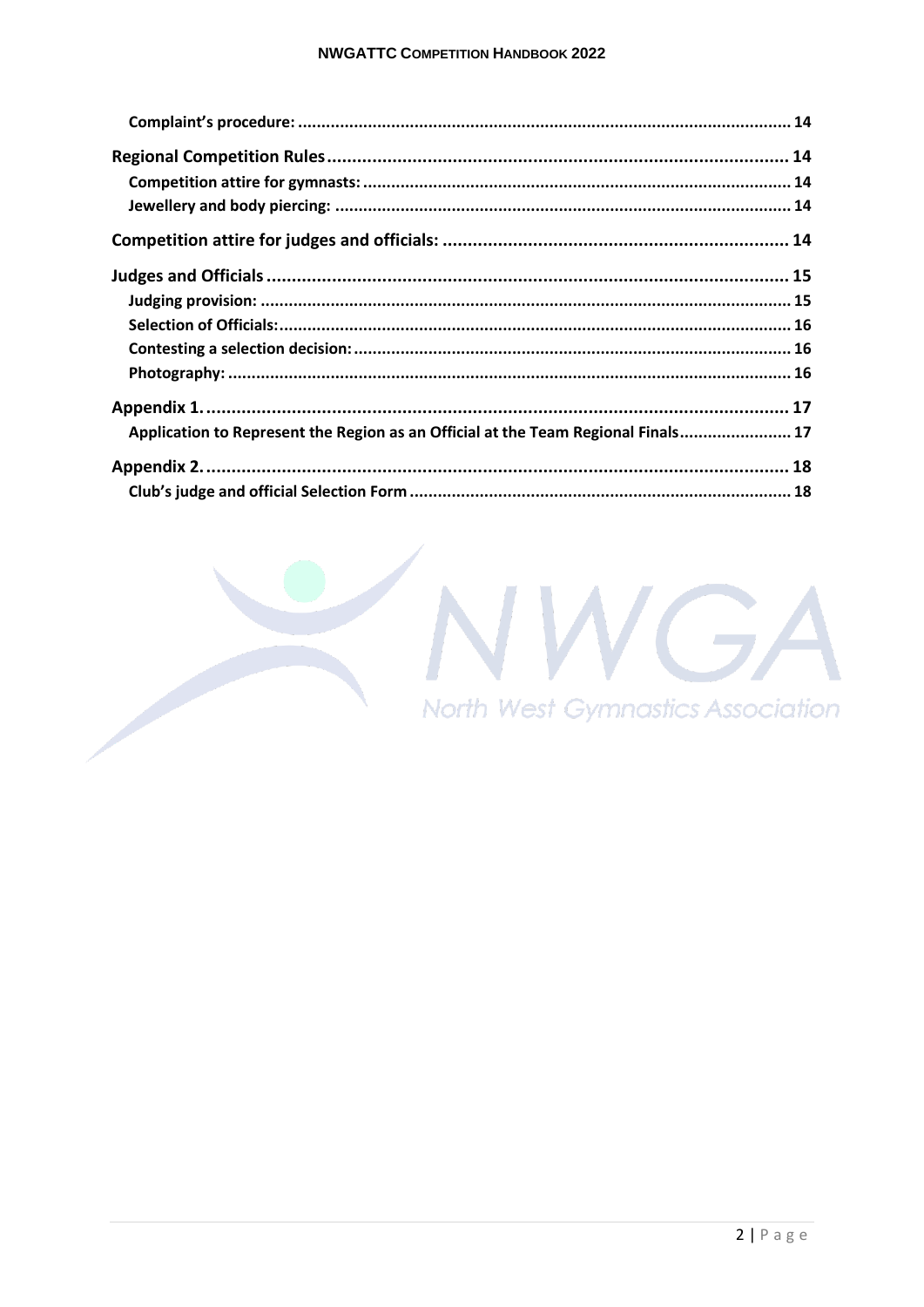Complaint's procedure: 14

Regional Competition Rules 14

Competition attire for gymnasts: 14

Jewellery and body piercing: 14

Competition attire for judges and officials: 14

Judges and Officials 15

Judging provision: 15

Selection of Officials: 16

Contesting a selection decision: 16

Photography: 16

Appendix 1. 17

Application to Represent the Region as an Official at the Team Regional Finals 17

Appendix 2. 18

Club's judge and official Selection Form 18

NWGA

North West Gymnastics Association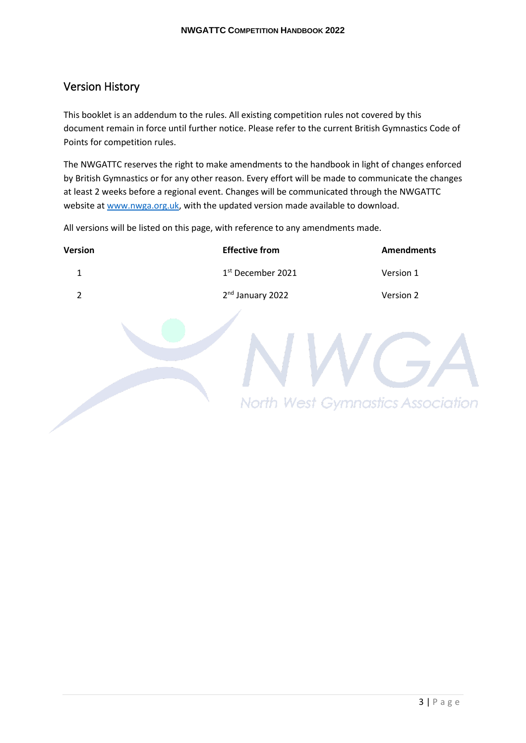## Version History

This booklet is an addendum to the rules. All existing competition rules not covered by this document remain in force until further notice. Please refer to the current British Gymnastics Code of Points for competition rules.

The NWGATTC reserves the right to make amendments to the handbook in light of changes enforced by British Gymnastics or for any other reason. Every effort will be made to communicate the changes at least 2 weeks before a regional event. Changes will be communicated through the NWGATTC website at www.nwga.org.uk, with the updated version made available to download.

All versions will be listed on this page, with reference to any amendments made.

| Version | Effective from | Amendments |
|---|---|---|
| 1 | 1st December 2021 | Version 1 |
| 2 | 2nd January 2022 | Version 2 |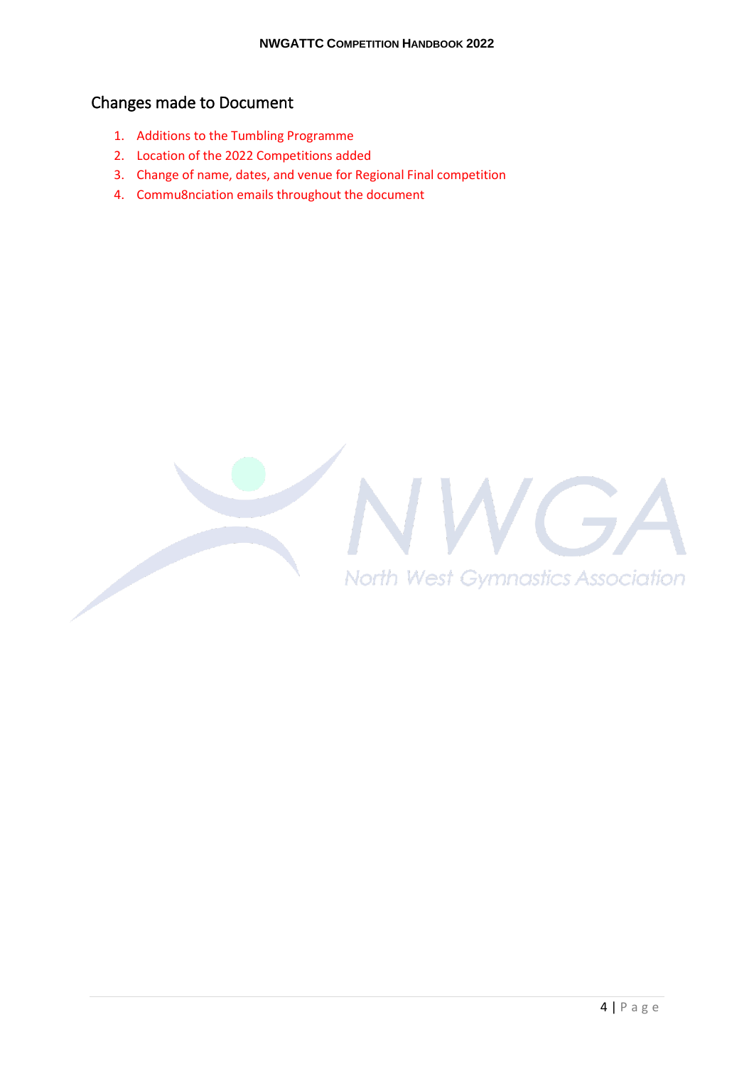## Changes made to Document

1. Additions to the Tumbling Programme
2. Location of the 2022 Competitions added
3. Change of name, dates, and venue for Regional Final competition
4. Commu8nciation emails throughout the document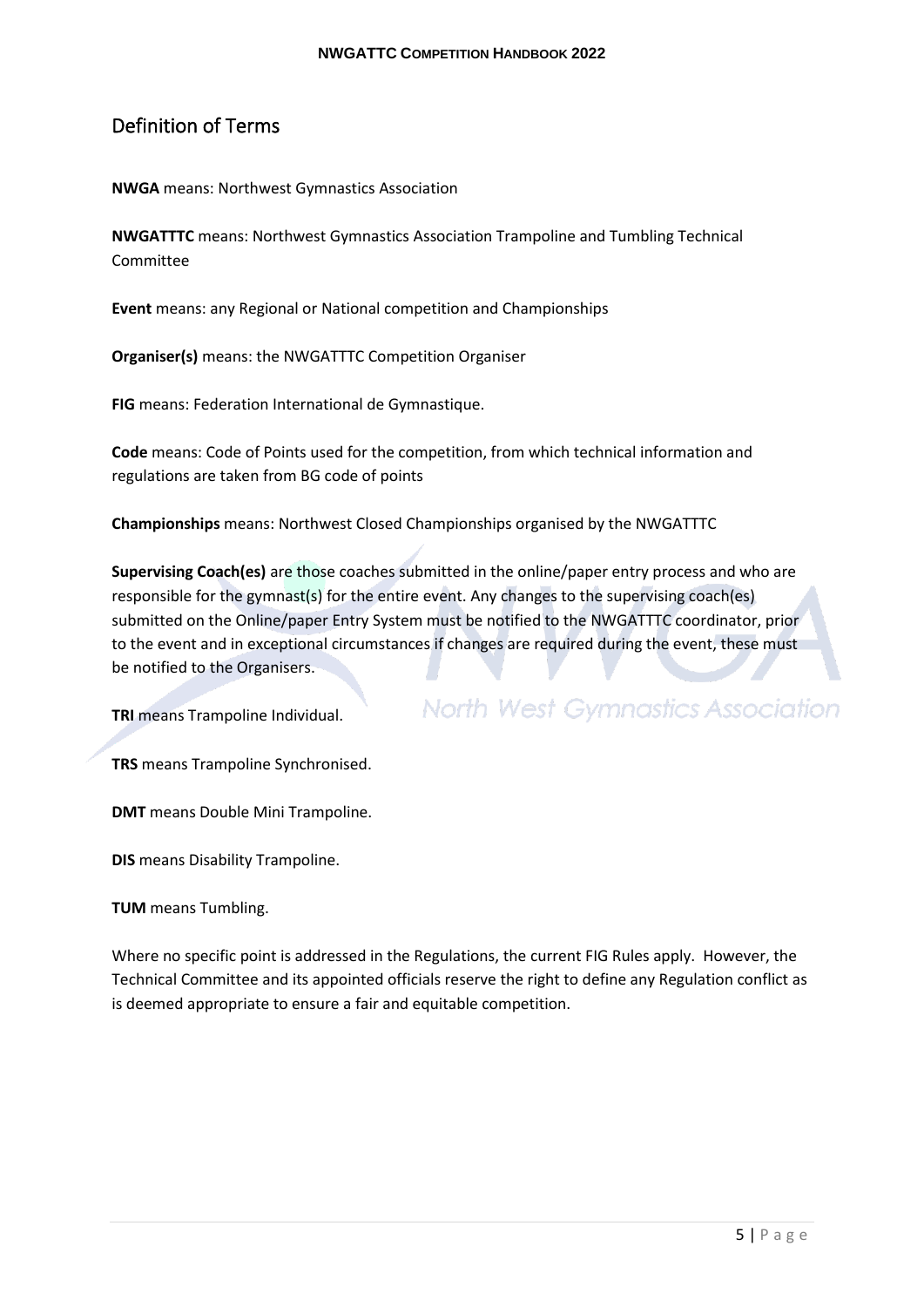## Definition of Terms

**NWGA** means: Northwest Gymnastics Association

**NWGATTTC** means: Northwest Gymnastics Association Trampoline and Tumbling Technical Committee

**Event** means: any Regional or National competition and Championships

**Organiser(s)** means: the NWGATTTC Competition Organiser

**FIG** means: Federation International de Gymnastique.

**Code** means: Code of Points used for the competition, from which technical information and regulations are taken from BG code of points

**Championships** means: Northwest Closed Championships organised by the NWGATTTC

**Supervising Coach(es)** are those coaches submitted in the online/paper entry process and who are responsible for the gymnast(s) for the entire event. Any changes to the supervising coach(es) submitted on the Online/paper Entry System must be notified to the NWGATTTC coordinator, prior to the event and in exceptional circumstances if changes are required during the event, these must be notified to the Organisers.

**TRI** means Trampoline Individual.

**TRS** means Trampoline Synchronised.

**DMT** means Double Mini Trampoline.

**DIS** means Disability Trampoline.

**TUM** means Tumbling.

Where no specific point is addressed in the Regulations, the current FIG Rules apply. However, the Technical Committee and its appointed officials reserve the right to define any Regulation conflict as is deemed appropriate to ensure a fair and equitable competition.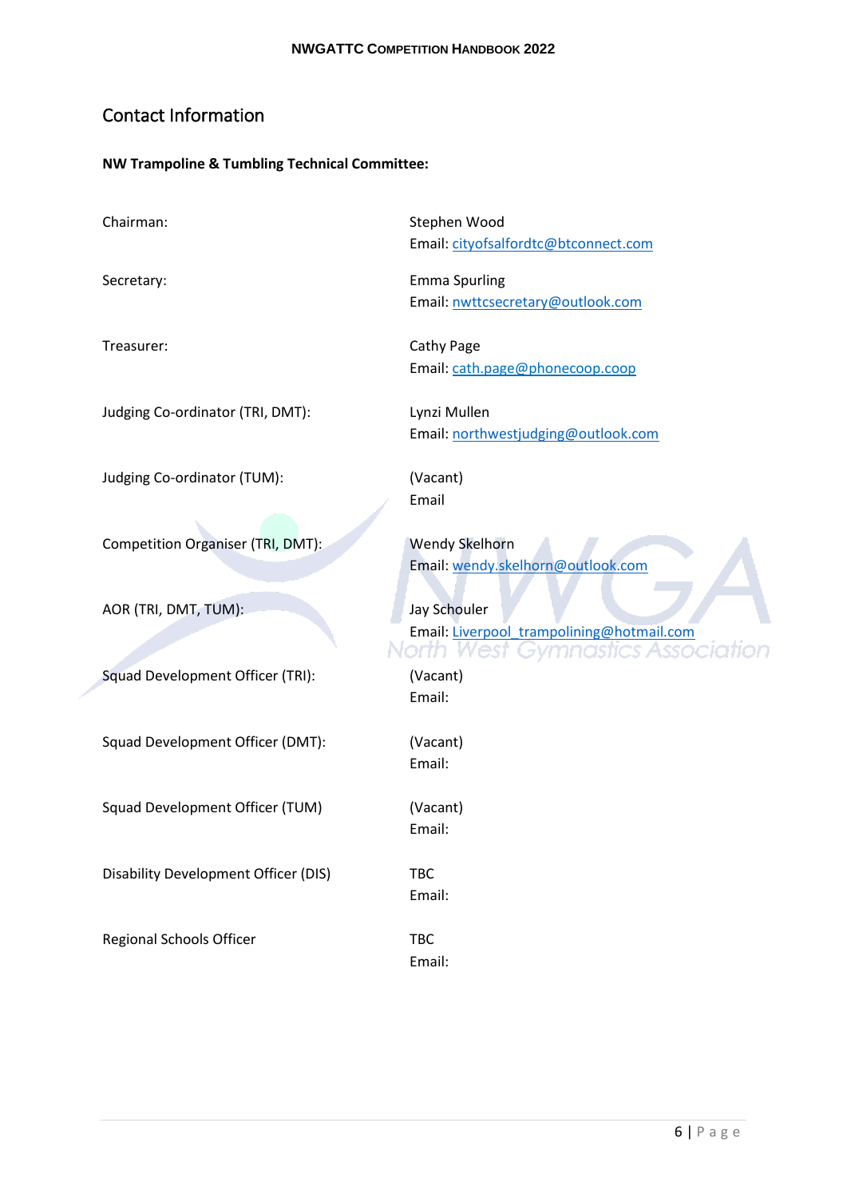## Contact Information

**NW Trampoline & Tumbling Technical Committee:**

| | |
|---|---|
| Chairman: | Stephen Wood<br>Email: cityofsalfordtc@btconnect.com |
| Secretary: | Emma Spurling<br>Email: nwttcsecretary@outlook.com |
| Treasurer: | Cathy Page<br>Email: cath.page@phonecoop.coop |
| Judging Co-ordinator (TRI, DMT): | Lynzi Mullen<br>Email: northwestjudging@outlook.com |
| Judging Co-ordinator (TUM): | (Vacant)<br>Email |
| Competition Organiser (TRI, DMT): | Wendy Skelhorn<br>Email: wendy.skelhorn@outlook.com |
| AOR (TRI, DMT, TUM): | Jay Schouler<br>Email: Liverpool_trampolining@hotmail.com |
| Squad Development Officer (TRI): | (Vacant)<br>Email: |
| Squad Development Officer (DMT): | (Vacant)<br>Email: |
| Squad Development Officer (TUM) | (Vacant)<br>Email: |
| Disability Development Officer (DIS) | TBC<br>Email: |
| Regional Schools Officer | TBC<br>Email: |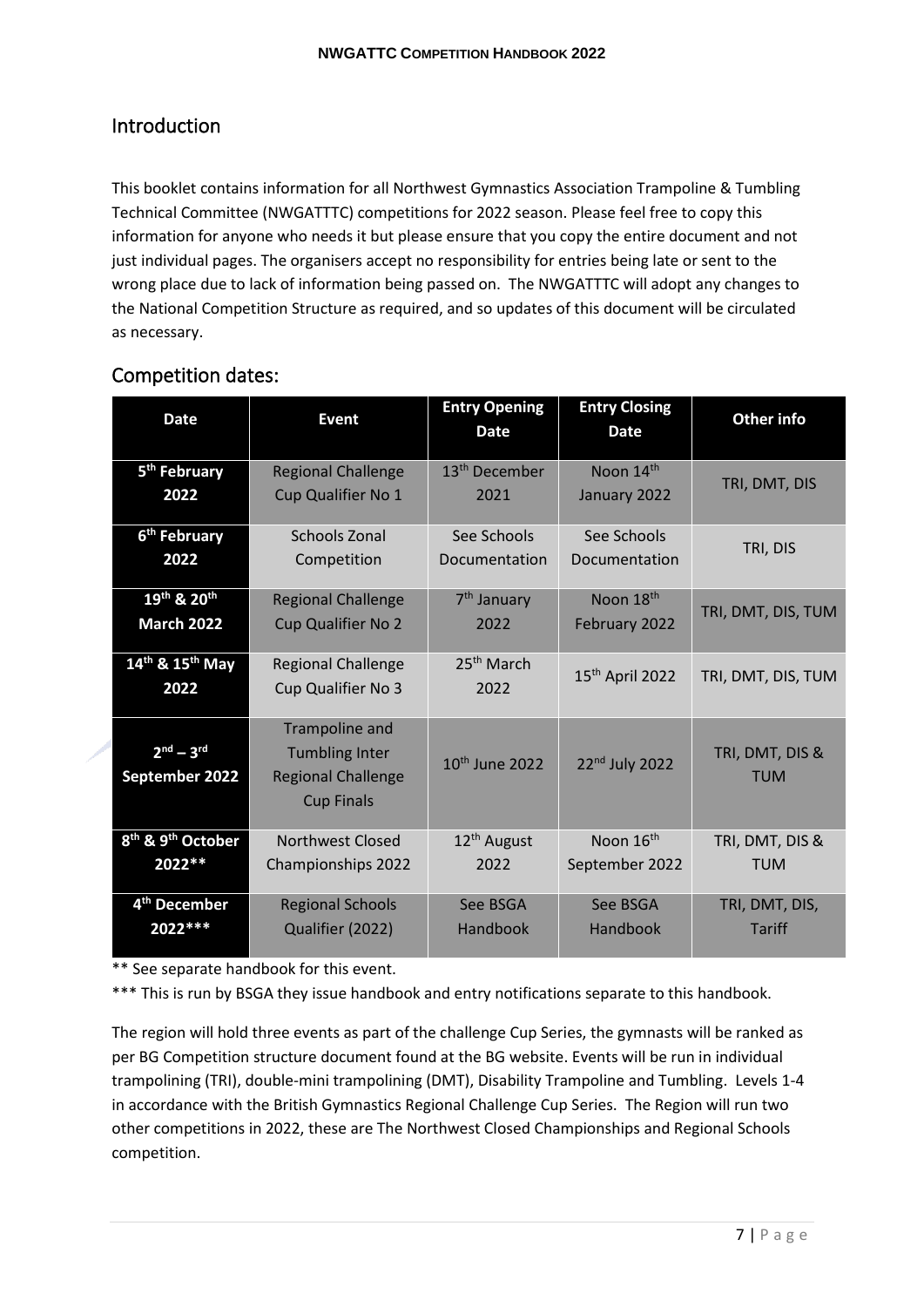## Introduction

This booklet contains information for all Northwest Gymnastics Association Trampoline & Tumbling Technical Committee (NWGATTTC) competitions for 2022 season. Please feel free to copy this information for anyone who needs it but please ensure that you copy the entire document and not just individual pages. The organisers accept no responsibility for entries being late or sent to the wrong place due to lack of information being passed on. The NWGATTTC will adopt any changes to the National Competition Structure as required, and so updates of this document will be circulated as necessary.

## Competition dates:

| Date | Event | Entry Opening Date | Entry Closing Date | Other info |
|---|---|---|---|---|
| 5th February 2022 | Regional Challenge Cup Qualifier No 1 | 13th December 2021 | Noon 14th January 2022 | TRI, DMT, DIS |
| 6th February 2022 | Schools Zonal Competition | See Schools Documentation | See Schools Documentation | TRI, DIS |
| 19th & 20th March 2022 | Regional Challenge Cup Qualifier No 2 | 7th January 2022 | Noon 18th February 2022 | TRI, DMT, DIS, TUM |
| 14th & 15th May 2022 | Regional Challenge Cup Qualifier No 3 | 25th March 2022 | 15th April 2022 | TRI, DMT, DIS, TUM |
| 2nd – 3rd September 2022 | Trampoline and Tumbling Inter Regional Challenge Cup Finals | 10th June 2022 | 22nd July 2022 | TRI, DMT, DIS & TUM |
| 8th & 9th October 2022** | Northwest Closed Championships 2022 | 12th August 2022 | Noon 16th September 2022 | TRI, DMT, DIS & TUM |
| 4th December 2022*** | Regional Schools Qualifier (2022) | See BSGA Handbook | See BSGA Handbook | TRI, DMT, DIS, Tariff |

** See separate handbook for this event.

*** This is run by BSGA they issue handbook and entry notifications separate to this handbook.

The region will hold three events as part of the challenge Cup Series, the gymnasts will be ranked as per BG Competition structure document found at the BG website. Events will be run in individual trampolining (TRI), double-mini trampolining (DMT), Disability Trampoline and Tumbling. Levels 1-4 in accordance with the British Gymnastics Regional Challenge Cup Series. The Region will run two other competitions in 2022, these are The Northwest Closed Championships and Regional Schools competition.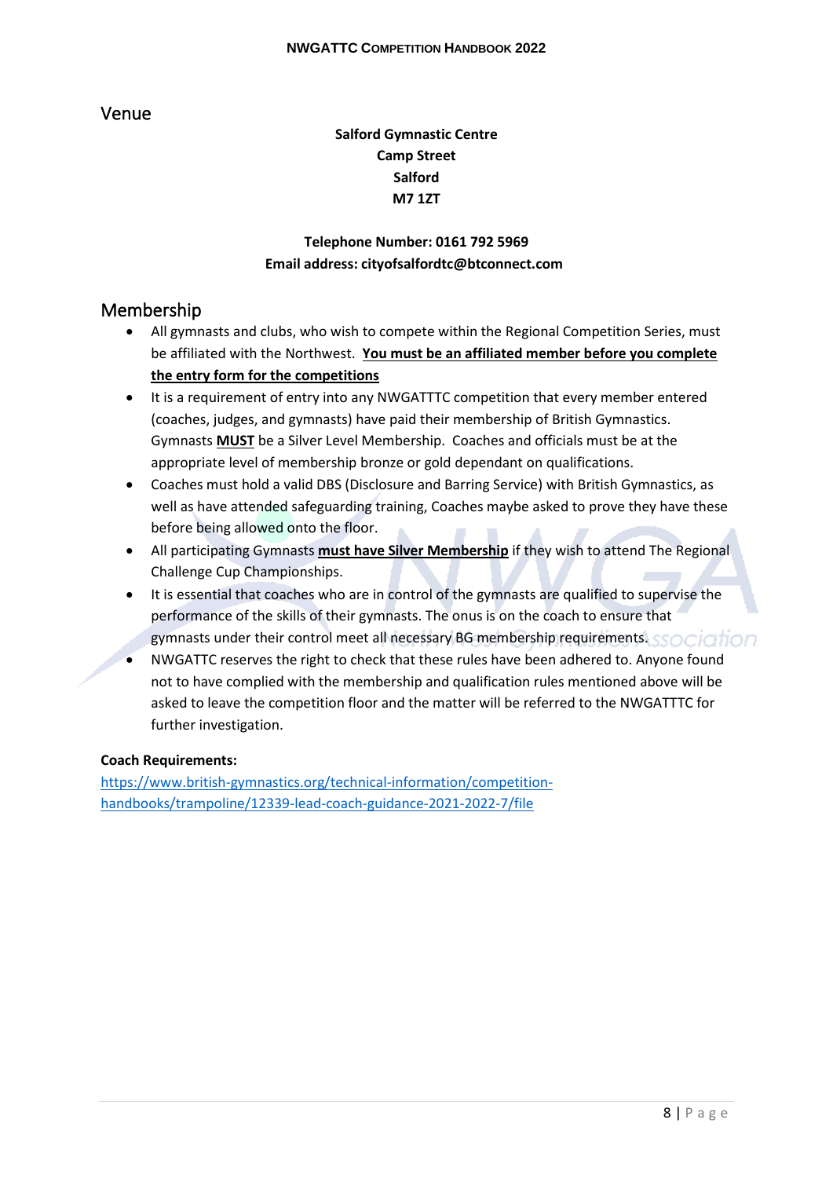## Venue

**Salford Gymnastic Centre**
**Camp Street**
**Salford**
**M7 1ZT**

**Telephone Number: 0161 792 5969**
**Email address: cityofsalfordtc@btconnect.com**

## Membership

- All gymnasts and clubs, who wish to compete within the Regional Competition Series, must be affiliated with the Northwest. **You must be an affiliated member before you complete the entry form for the competitions**
- It is a requirement of entry into any NWGATTTC competition that every member entered (coaches, judges, and gymnasts) have paid their membership of British Gymnastics. Gymnasts **MUST** be a Silver Level Membership. Coaches and officials must be at the appropriate level of membership bronze or gold dependant on qualifications.
- Coaches must hold a valid DBS (Disclosure and Barring Service) with British Gymnastics, as well as have attended safeguarding training, Coaches maybe asked to prove they have these before being allowed onto the floor.
- All participating Gymnasts **must have Silver Membership** if they wish to attend The Regional Challenge Cup Championships.
- It is essential that coaches who are in control of the gymnasts are qualified to supervise the performance of the skills of their gymnasts. The onus is on the coach to ensure that gymnasts under their control meet all necessary BG membership requirements.
- NWGATTC reserves the right to check that these rules have been adhered to. Anyone found not to have complied with the membership and qualification rules mentioned above will be asked to leave the competition floor and the matter will be referred to the NWGATTTC for further investigation.

**Coach Requirements:**

https://www.british-gymnastics.org/technical-information/competition-handbooks/trampoline/12339-lead-coach-guidance-2021-2022-7/file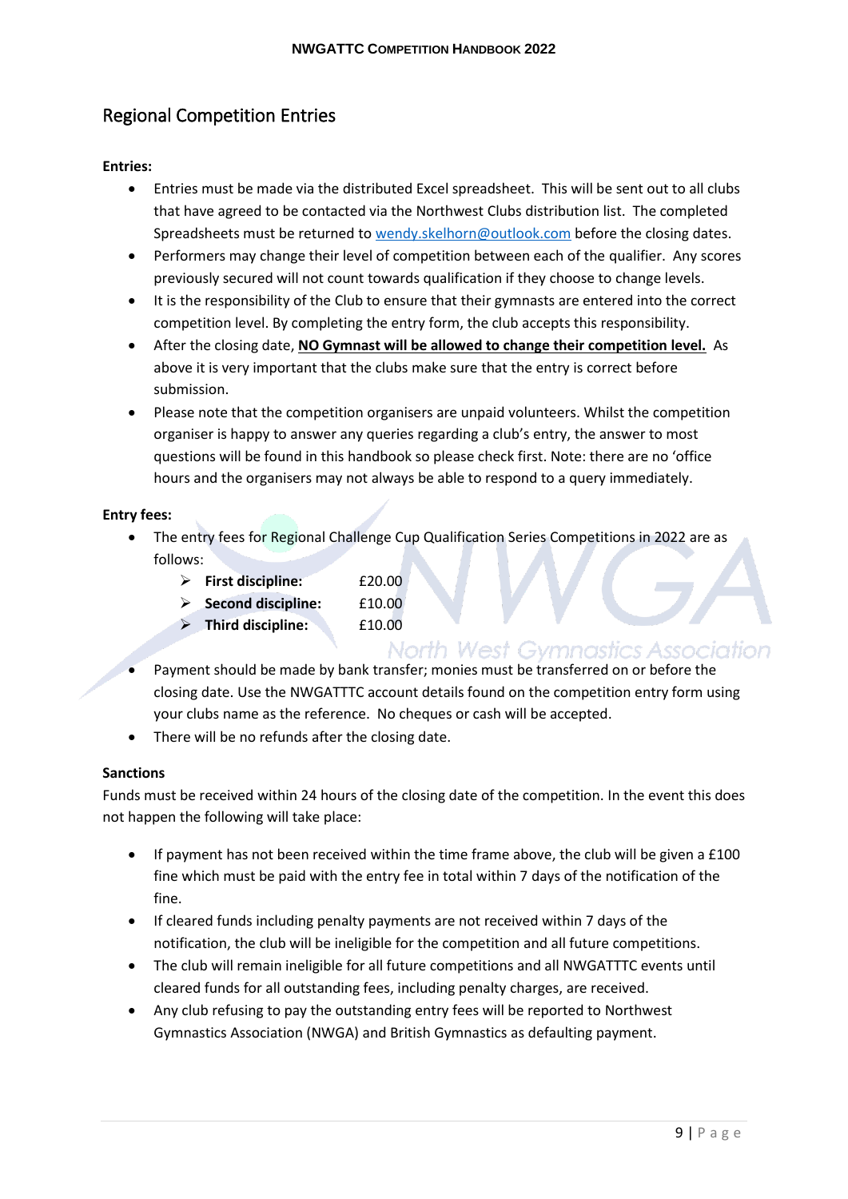## Regional Competition Entries

**Entries:**

- Entries must be made via the distributed Excel spreadsheet. This will be sent out to all clubs that have agreed to be contacted via the Northwest Clubs distribution list. The completed Spreadsheets must be returned to wendy.skelhorn@outlook.com before the closing dates.
- Performers may change their level of competition between each of the qualifier. Any scores previously secured will not count towards qualification if they choose to change levels.
- It is the responsibility of the Club to ensure that their gymnasts are entered into the correct competition level. By completing the entry form, the club accepts this responsibility.
- After the closing date, **NO Gymnast will be allowed to change their competition level.** As above it is very important that the clubs make sure that the entry is correct before submission.
- Please note that the competition organisers are unpaid volunteers. Whilst the competition organiser is happy to answer any queries regarding a club's entry, the answer to most questions will be found in this handbook so please check first. Note: there are no 'office hours and the organisers may not always be able to respond to a query immediately.

**Entry fees:**

- The entry fees for Regional Challenge Cup Qualification Series Competitions in 2022 are as follows:
  - **First discipline:** £20.00
  - **Second discipline:** £10.00
  - **Third discipline:** £10.00
- Payment should be made by bank transfer; monies must be transferred on or before the closing date. Use the NWGATTTC account details found on the competition entry form using your clubs name as the reference. No cheques or cash will be accepted.
- There will be no refunds after the closing date.

**Sanctions**

Funds must be received within 24 hours of the closing date of the competition. In the event this does not happen the following will take place:

- If payment has not been received within the time frame above, the club will be given a £100 fine which must be paid with the entry fee in total within 7 days of the notification of the fine.
- If cleared funds including penalty payments are not received within 7 days of the notification, the club will be ineligible for the competition and all future competitions.
- The club will remain ineligible for all future competitions and all NWGATTTC events until cleared funds for all outstanding fees, including penalty charges, are received.
- Any club refusing to pay the outstanding entry fees will be reported to Northwest Gymnastics Association (NWGA) and British Gymnastics as defaulting payment.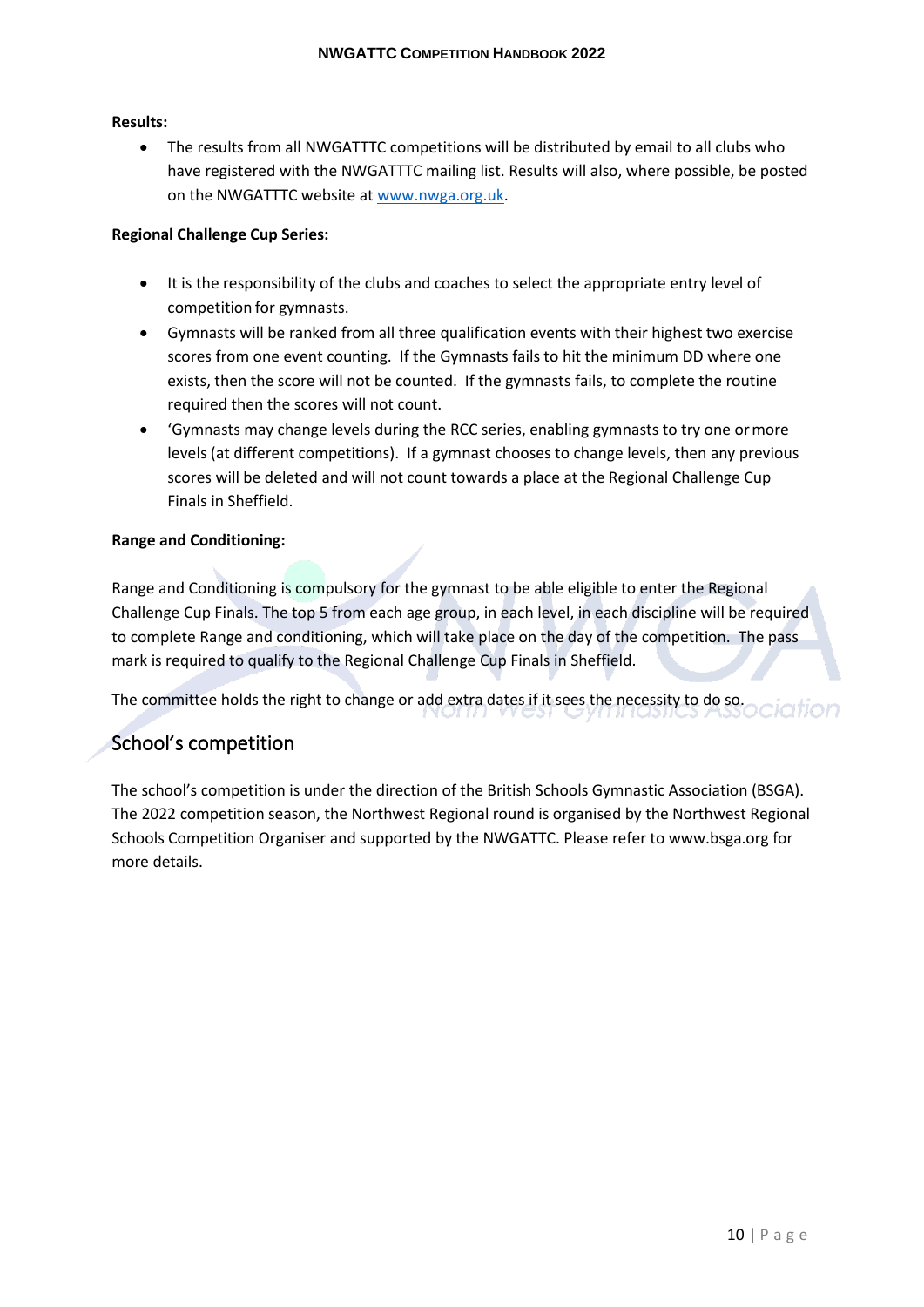**Results:**

- The results from all NWGATTTC competitions will be distributed by email to all clubs who have registered with the NWGATTTC mailing list. Results will also, where possible, be posted on the NWGATTTC website at [www.nwga.org.uk](www.nwga.org.uk).

**Regional Challenge Cup Series:**

- It is the responsibility of the clubs and coaches to select the appropriate entry level of competition for gymnasts.
- Gymnasts will be ranked from all three qualification events with their highest two exercise scores from one event counting. If the Gymnasts fails to hit the minimum DD where one exists, then the score will not be counted. If the gymnasts fails, to complete the routine required then the scores will not count.
- 'Gymnasts may change levels during the RCC series, enabling gymnasts to try one or more levels (at different competitions). If a gymnast chooses to change levels, then any previous scores will be deleted and will not count towards a place at the Regional Challenge Cup Finals in Sheffield.

**Range and Conditioning:**

Range and Conditioning is compulsory for the gymnast to be able eligible to enter the Regional Challenge Cup Finals. The top 5 from each age group, in each level, in each discipline will be required to complete Range and conditioning, which will take place on the day of the competition. The pass mark is required to qualify to the Regional Challenge Cup Finals in Sheffield.

The committee holds the right to change or add extra dates if it sees the necessity to do so.

## School's competition

The school's competition is under the direction of the British Schools Gymnastic Association (BSGA). The 2022 competition season, the Northwest Regional round is organised by the Northwest Regional Schools Competition Organiser and supported by the NWGATTC. Please refer to www.bsga.org for more details.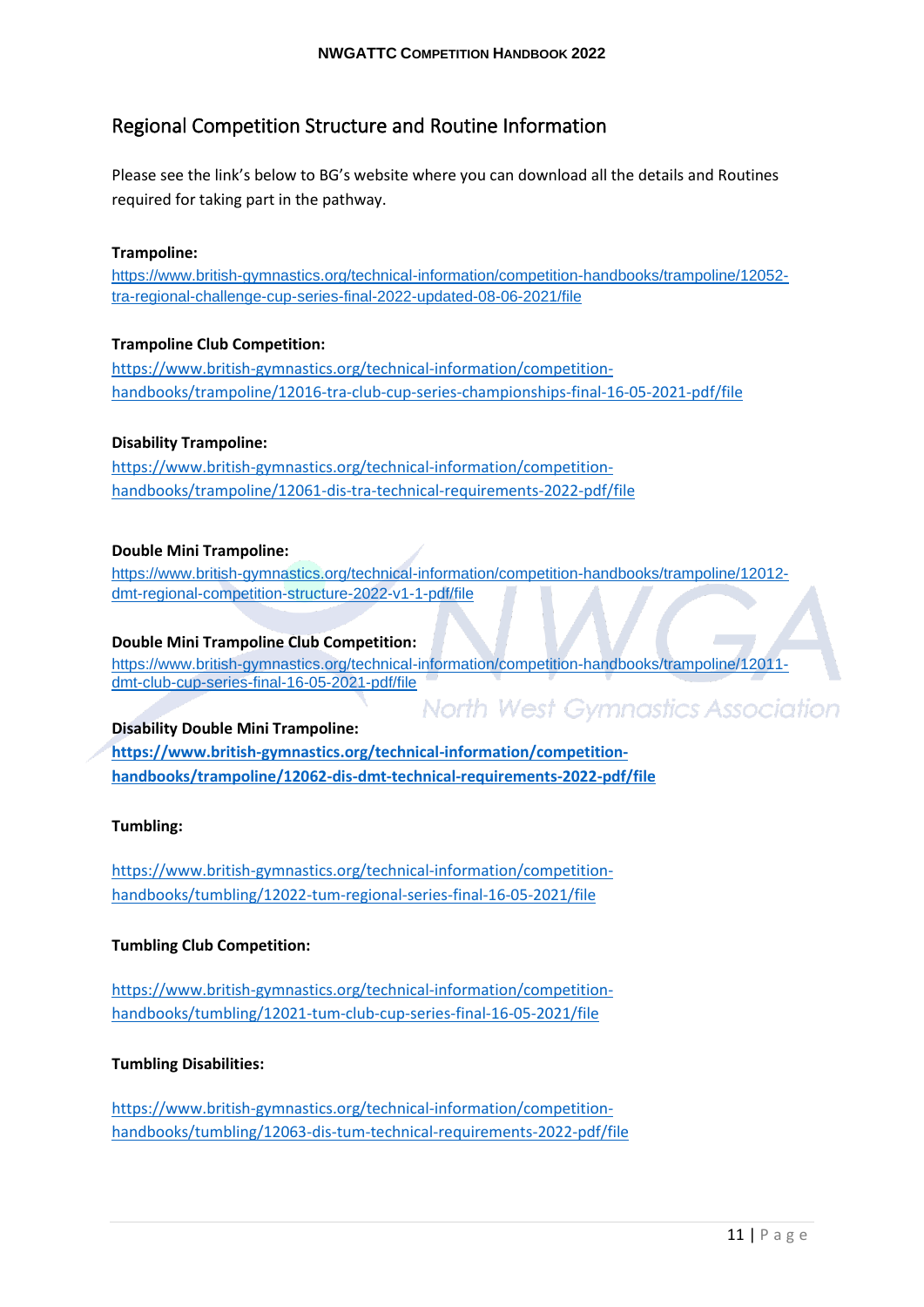## Regional Competition Structure and Routine Information

Please see the link's below to BG's website where you can download all the details and Routines required for taking part in the pathway.

**Trampoline:**
https://www.british-gymnastics.org/technical-information/competition-handbooks/trampoline/12052-tra-regional-challenge-cup-series-final-2022-updated-08-06-2021/file

**Trampoline Club Competition:**
https://www.british-gymnastics.org/technical-information/competition-handbooks/trampoline/12016-tra-club-cup-series-championships-final-16-05-2021-pdf/file

**Disability Trampoline:**
https://www.british-gymnastics.org/technical-information/competition-handbooks/trampoline/12061-dis-tra-technical-requirements-2022-pdf/file

**Double Mini Trampoline:**
https://www.british-gymnastics.org/technical-information/competition-handbooks/trampoline/12012-dmt-regional-competition-structure-2022-v1-1-pdf/file

**Double Mini Trampoline Club Competition:**
https://www.british-gymnastics.org/technical-information/competition-handbooks/trampoline/12011-dmt-club-cup-series-final-16-05-2021-pdf/file

**Disability Double Mini Trampoline:**
**https://www.british-gymnastics.org/technical-information/competition-handbooks/trampoline/12062-dis-dmt-technical-requirements-2022-pdf/file**

**Tumbling:**

https://www.british-gymnastics.org/technical-information/competition-handbooks/tumbling/12022-tum-regional-series-final-16-05-2021/file

**Tumbling Club Competition:**

https://www.british-gymnastics.org/technical-information/competition-handbooks/tumbling/12021-tum-club-cup-series-final-16-05-2021/file

**Tumbling Disabilities:**

https://www.british-gymnastics.org/technical-information/competition-handbooks/tumbling/12063-dis-tum-technical-requirements-2022-pdf/file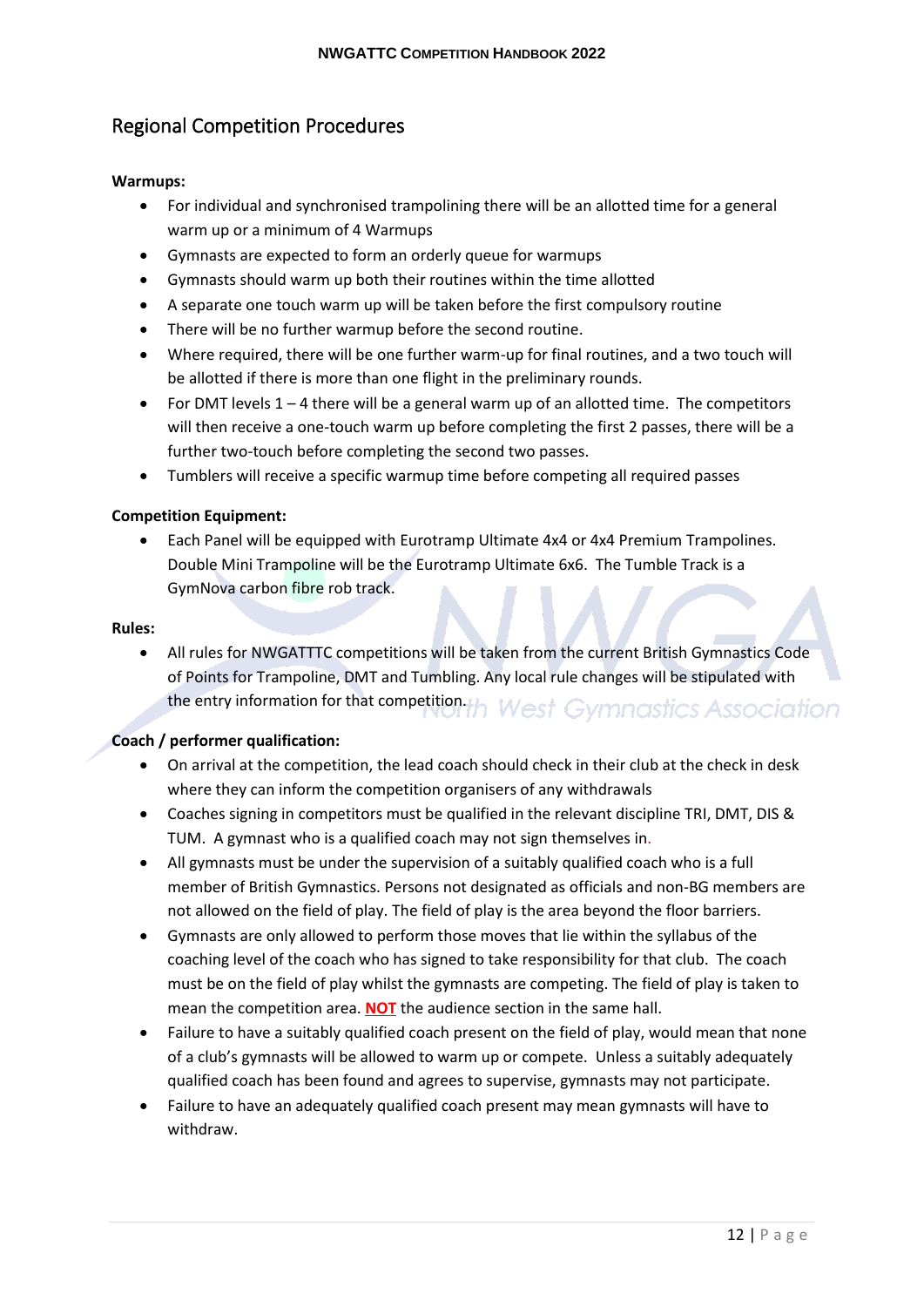## Regional Competition Procedures

**Warmups:**

- For individual and synchronised trampolining there will be an allotted time for a general warm up or a minimum of 4 Warmups
- Gymnasts are expected to form an orderly queue for warmups
- Gymnasts should warm up both their routines within the time allotted
- A separate one touch warm up will be taken before the first compulsory routine
- There will be no further warmup before the second routine.
- Where required, there will be one further warm-up for final routines, and a two touch will be allotted if there is more than one flight in the preliminary rounds.
- For DMT levels 1 – 4 there will be a general warm up of an allotted time. The competitors will then receive a one-touch warm up before completing the first 2 passes, there will be a further two-touch before completing the second two passes.
- Tumblers will receive a specific warmup time before competing all required passes

**Competition Equipment:**

- Each Panel will be equipped with Eurotramp Ultimate 4x4 or 4x4 Premium Trampolines. Double Mini Trampoline will be the Eurotramp Ultimate 6x6. The Tumble Track is a GymNova carbon fibre rob track.

**Rules:**

- All rules for NWGATTTC competitions will be taken from the current British Gymnastics Code of Points for Trampoline, DMT and Tumbling. Any local rule changes will be stipulated with the entry information for that competition.

**Coach / performer qualification:**

- On arrival at the competition, the lead coach should check in their club at the check in desk where they can inform the competition organisers of any withdrawals
- Coaches signing in competitors must be qualified in the relevant discipline TRI, DMT, DIS & TUM. A gymnast who is a qualified coach may not sign themselves in.
- All gymnasts must be under the supervision of a suitably qualified coach who is a full member of British Gymnastics. Persons not designated as officials and non-BG members are not allowed on the field of play. The field of play is the area beyond the floor barriers.
- Gymnasts are only allowed to perform those moves that lie within the syllabus of the coaching level of the coach who has signed to take responsibility for that club. The coach must be on the field of play whilst the gymnasts are competing. The field of play is taken to mean the competition area. **NOT** the audience section in the same hall.
- Failure to have a suitably qualified coach present on the field of play, would mean that none of a club's gymnasts will be allowed to warm up or compete. Unless a suitably adequately qualified coach has been found and agrees to supervise, gymnasts may not participate.
- Failure to have an adequately qualified coach present may mean gymnasts will have to withdraw.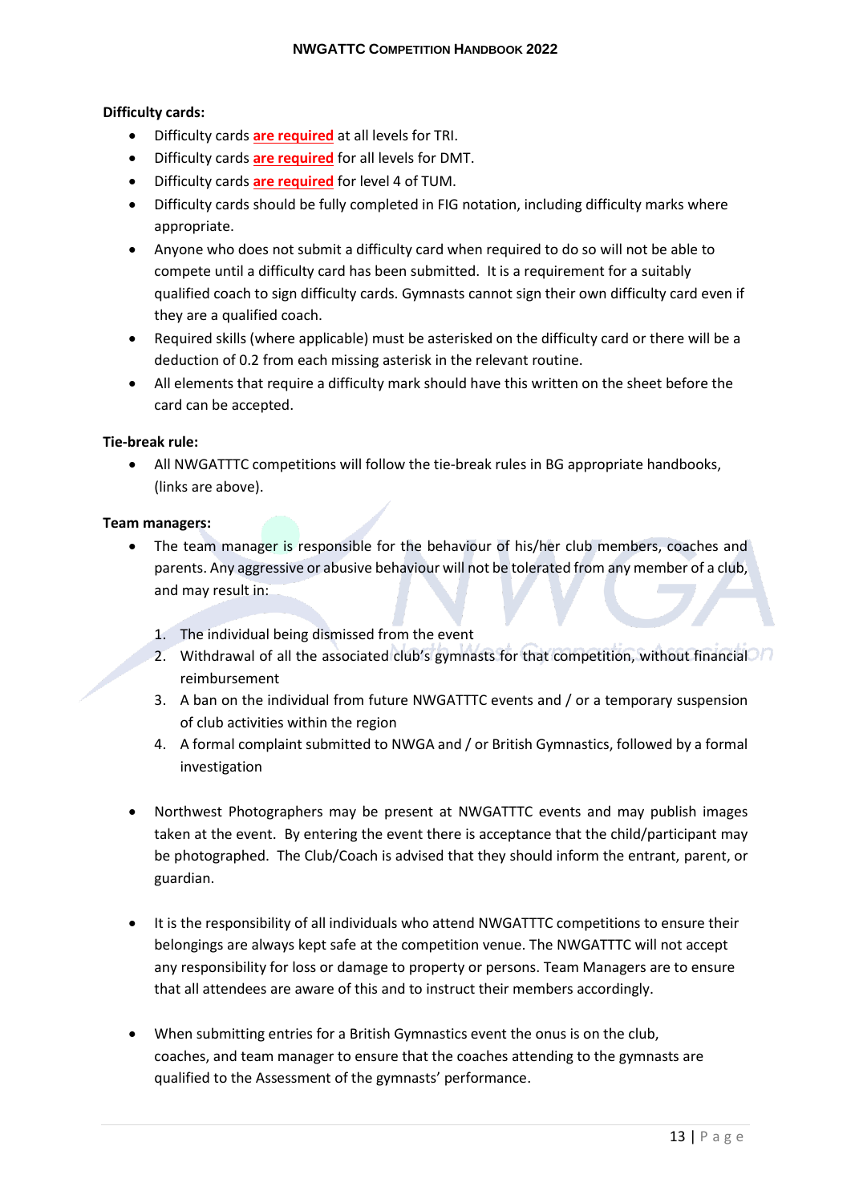**Difficulty cards:**

- Difficulty cards **are required** at all levels for TRI.
- Difficulty cards **are required** for all levels for DMT.
- Difficulty cards **are required** for level 4 of TUM.
- Difficulty cards should be fully completed in FIG notation, including difficulty marks where appropriate.
- Anyone who does not submit a difficulty card when required to do so will not be able to compete until a difficulty card has been submitted. It is a requirement for a suitably qualified coach to sign difficulty cards. Gymnasts cannot sign their own difficulty card even if they are a qualified coach.
- Required skills (where applicable) must be asterisked on the difficulty card or there will be a deduction of 0.2 from each missing asterisk in the relevant routine.
- All elements that require a difficulty mark should have this written on the sheet before the card can be accepted.

**Tie-break rule:**

- All NWGATTTC competitions will follow the tie-break rules in BG appropriate handbooks, (links are above).

**Team managers:**

- The team manager is responsible for the behaviour of his/her club members, coaches and parents. Any aggressive or abusive behaviour will not be tolerated from any member of a club, and may result in:

  1. The individual being dismissed from the event
  2. Withdrawal of all the associated club's gymnasts for that competition, without financial reimbursement
  3. A ban on the individual from future NWGATTTC events and / or a temporary suspension of club activities within the region
  4. A formal complaint submitted to NWGA and / or British Gymnastics, followed by a formal investigation

- Northwest Photographers may be present at NWGATTTC events and may publish images taken at the event. By entering the event there is acceptance that the child/participant may be photographed. The Club/Coach is advised that they should inform the entrant, parent, or guardian.

- It is the responsibility of all individuals who attend NWGATTTC competitions to ensure their belongings are always kept safe at the competition venue. The NWGATTTC will not accept any responsibility for loss or damage to property or persons. Team Managers are to ensure that all attendees are aware of this and to instruct their members accordingly.

- When submitting entries for a British Gymnastics event the onus is on the club, coaches, and team manager to ensure that the coaches attending to the gymnasts are qualified to the Assessment of the gymnasts' performance.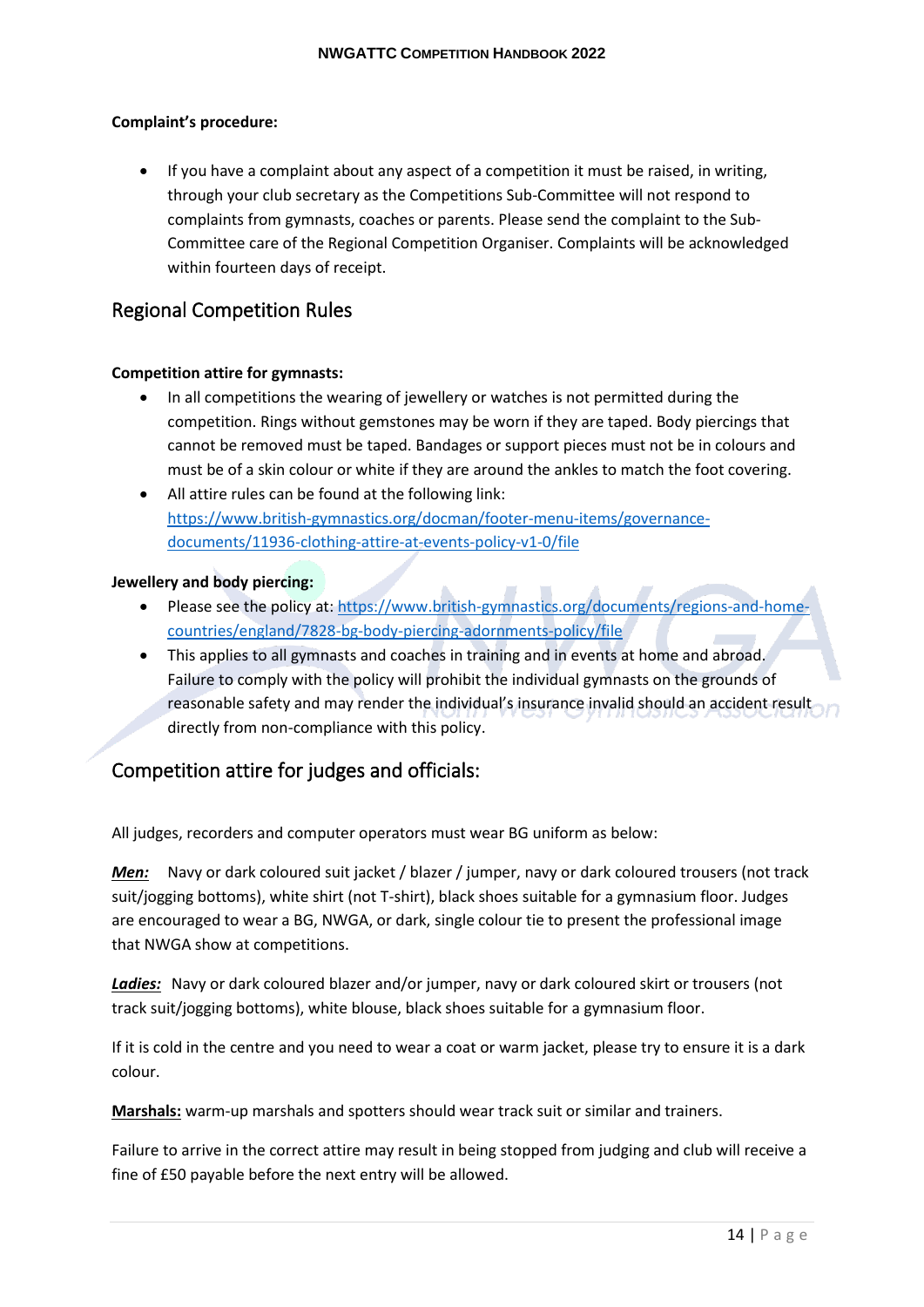**Complaint's procedure:**

- If you have a complaint about any aspect of a competition it must be raised, in writing, through your club secretary as the Competitions Sub-Committee will not respond to complaints from gymnasts, coaches or parents. Please send the complaint to the Sub-Committee care of the Regional Competition Organiser. Complaints will be acknowledged within fourteen days of receipt.

## Regional Competition Rules

**Competition attire for gymnasts:**

- In all competitions the wearing of jewellery or watches is not permitted during the competition. Rings without gemstones may be worn if they are taped. Body piercings that cannot be removed must be taped. Bandages or support pieces must not be in colours and must be of a skin colour or white if they are around the ankles to match the foot covering.
- All attire rules can be found at the following link: [https://www.british-gymnastics.org/docman/footer-menu-items/governance-documents/11936-clothing-attire-at-events-policy-v1-0/file](https://www.british-gymnastics.org/docman/footer-menu-items/governance-documents/11936-clothing-attire-at-events-policy-v1-0/file)

**Jewellery and body piercing:**

- Please see the policy at: [https://www.british-gymnastics.org/documents/regions-and-home-countries/england/7828-bg-body-piercing-adornments-policy/file](https://www.british-gymnastics.org/documents/regions-and-home-countries/england/7828-bg-body-piercing-adornments-policy/file)
- This applies to all gymnasts and coaches in training and in events at home and abroad. Failure to comply with the policy will prohibit the individual gymnasts on the grounds of reasonable safety and may render the individual's insurance invalid should an accident result directly from non-compliance with this policy.

## Competition attire for judges and officials:

All judges, recorders and computer operators must wear BG uniform as below:

***Men:*** Navy or dark coloured suit jacket / blazer / jumper, navy or dark coloured trousers (not track suit/jogging bottoms), white shirt (not T-shirt), black shoes suitable for a gymnasium floor. Judges are encouraged to wear a BG, NWGA, or dark, single colour tie to present the professional image that NWGA show at competitions.

***Ladies:*** Navy or dark coloured blazer and/or jumper, navy or dark coloured skirt or trousers (not track suit/jogging bottoms), white blouse, black shoes suitable for a gymnasium floor.

If it is cold in the centre and you need to wear a coat or warm jacket, please try to ensure it is a dark colour.

**Marshals:** warm-up marshals and spotters should wear track suit or similar and trainers.

Failure to arrive in the correct attire may result in being stopped from judging and club will receive a fine of £50 payable before the next entry will be allowed.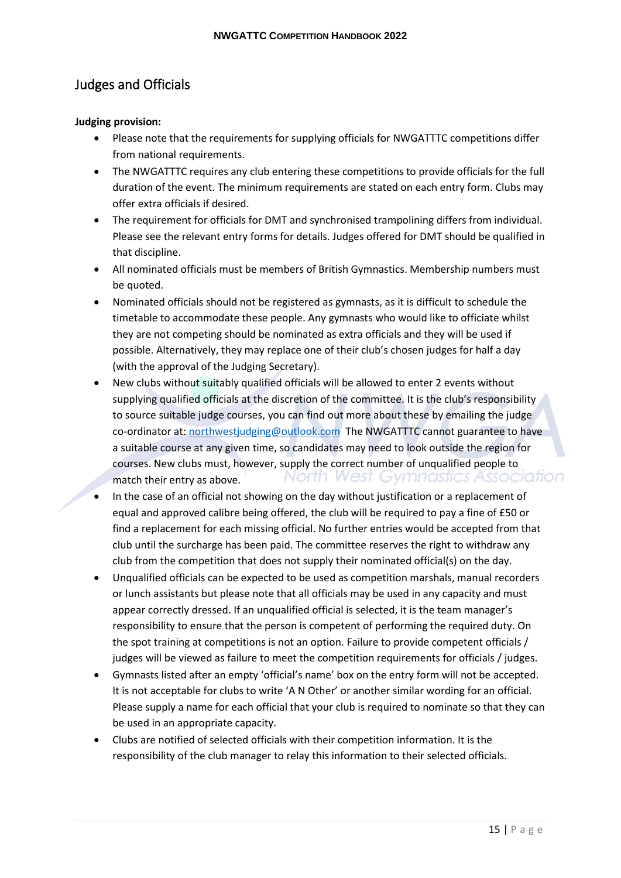## Judges and Officials

**Judging provision:**

- Please note that the requirements for supplying officials for NWGATTTC competitions differ from national requirements.
- The NWGATTTC requires any club entering these competitions to provide officials for the full duration of the event. The minimum requirements are stated on each entry form. Clubs may offer extra officials if desired.
- The requirement for officials for DMT and synchronised trampolining differs from individual. Please see the relevant entry forms for details. Judges offered for DMT should be qualified in that discipline.
- All nominated officials must be members of British Gymnastics. Membership numbers must be quoted.
- Nominated officials should not be registered as gymnasts, as it is difficult to schedule the timetable to accommodate these people. Any gymnasts who would like to officiate whilst they are not competing should be nominated as extra officials and they will be used if possible. Alternatively, they may replace one of their club's chosen judges for half a day (with the approval of the Judging Secretary).
- New clubs without suitably qualified officials will be allowed to enter 2 events without supplying qualified officials at the discretion of the committee. It is the club's responsibility to source suitable judge courses, you can find out more about these by emailing the judge co-ordinator at: northwestjudging@outlook.com The NWGATTTC cannot guarantee to have a suitable course at any given time, so candidates may need to look outside the region for courses. New clubs must, however, supply the correct number of unqualified people to match their entry as above.
- In the case of an official not showing on the day without justification or a replacement of equal and approved calibre being offered, the club will be required to pay a fine of £50 or find a replacement for each missing official. No further entries would be accepted from that club until the surcharge has been paid. The committee reserves the right to withdraw any club from the competition that does not supply their nominated official(s) on the day.
- Unqualified officials can be expected to be used as competition marshals, manual recorders or lunch assistants but please note that all officials may be used in any capacity and must appear correctly dressed. If an unqualified official is selected, it is the team manager's responsibility to ensure that the person is competent of performing the required duty. On the spot training at competitions is not an option. Failure to provide competent officials / judges will be viewed as failure to meet the competition requirements for officials / judges.
- Gymnasts listed after an empty 'official's name' box on the entry form will not be accepted. It is not acceptable for clubs to write 'A N Other' or another similar wording for an official. Please supply a name for each official that your club is required to nominate so that they can be used in an appropriate capacity.
- Clubs are notified of selected officials with their competition information. It is the responsibility of the club manager to relay this information to their selected officials.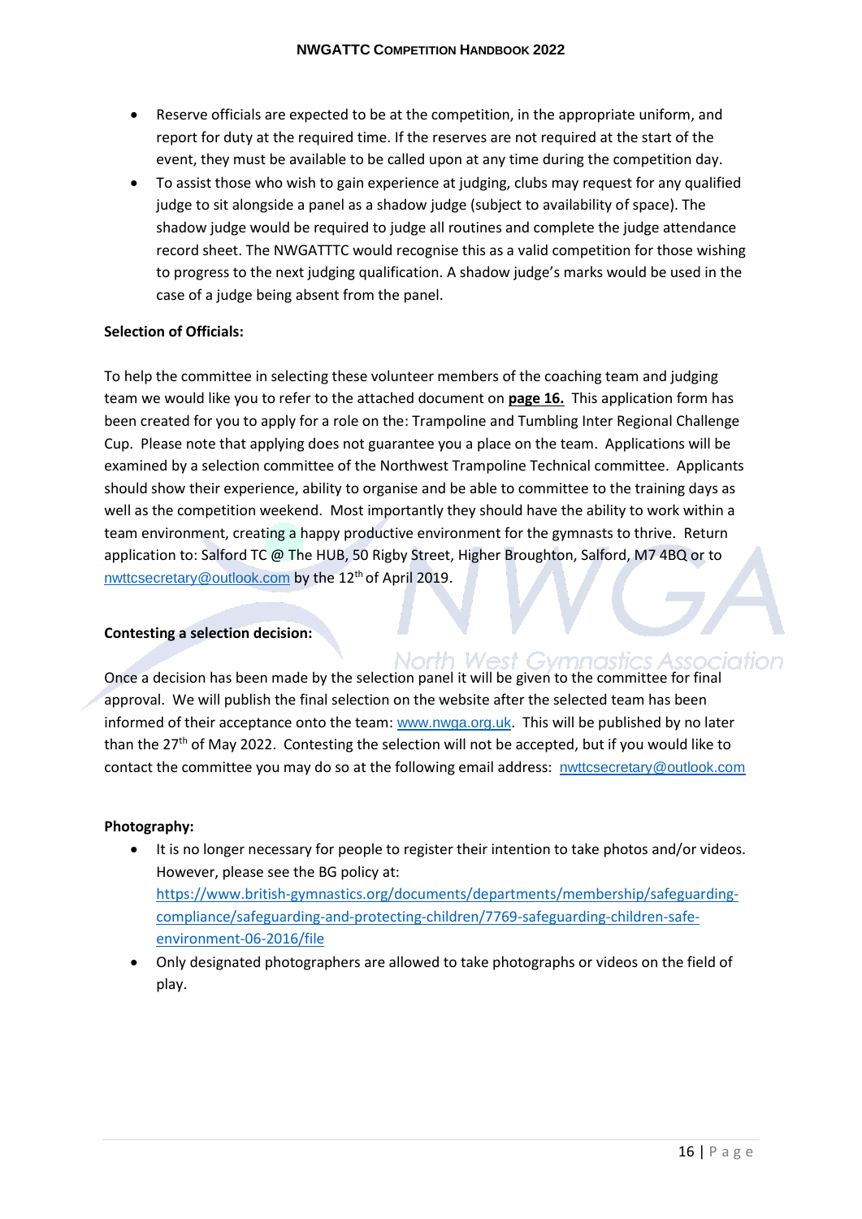- Reserve officials are expected to be at the competition, in the appropriate uniform, and report for duty at the required time. If the reserves are not required at the start of the event, they must be available to be called upon at any time during the competition day.
- To assist those who wish to gain experience at judging, clubs may request for any qualified judge to sit alongside a panel as a shadow judge (subject to availability of space). The shadow judge would be required to judge all routines and complete the judge attendance record sheet. The NWGATTTC would recognise this as a valid competition for those wishing to progress to the next judging qualification. A shadow judge's marks would be used in the case of a judge being absent from the panel.

**Selection of Officials:**

To help the committee in selecting these volunteer members of the coaching team and judging team we would like you to refer to the attached document on **page 16.** This application form has been created for you to apply for a role on the: Trampoline and Tumbling Inter Regional Challenge Cup. Please note that applying does not guarantee you a place on the team. Applications will be examined by a selection committee of the Northwest Trampoline Technical committee. Applicants should show their experience, ability to organise and be able to committee to the training days as well as the competition weekend. Most importantly they should have the ability to work within a team environment, creating a happy productive environment for the gymnasts to thrive. Return application to: Salford TC @ The HUB, 50 Rigby Street, Higher Broughton, Salford, M7 4BQ or to nwttcsecretary@outlook.com by the 12th of April 2019.

**Contesting a selection decision:**

Once a decision has been made by the selection panel it will be given to the committee for final approval. We will publish the final selection on the website after the selected team has been informed of their acceptance onto the team: www.nwga.org.uk. This will be published by no later than the 27th of May 2022. Contesting the selection will not be accepted, but if you would like to contact the committee you may do so at the following email address: nwttcsecretary@outlook.com

**Photography:**

- It is no longer necessary for people to register their intention to take photos and/or videos. However, please see the BG policy at: https://www.british-gymnastics.org/documents/departments/membership/safeguarding-compliance/safeguarding-and-protecting-children/7769-safeguarding-children-safe-environment-06-2016/file
- Only designated photographers are allowed to take photographs or videos on the field of play.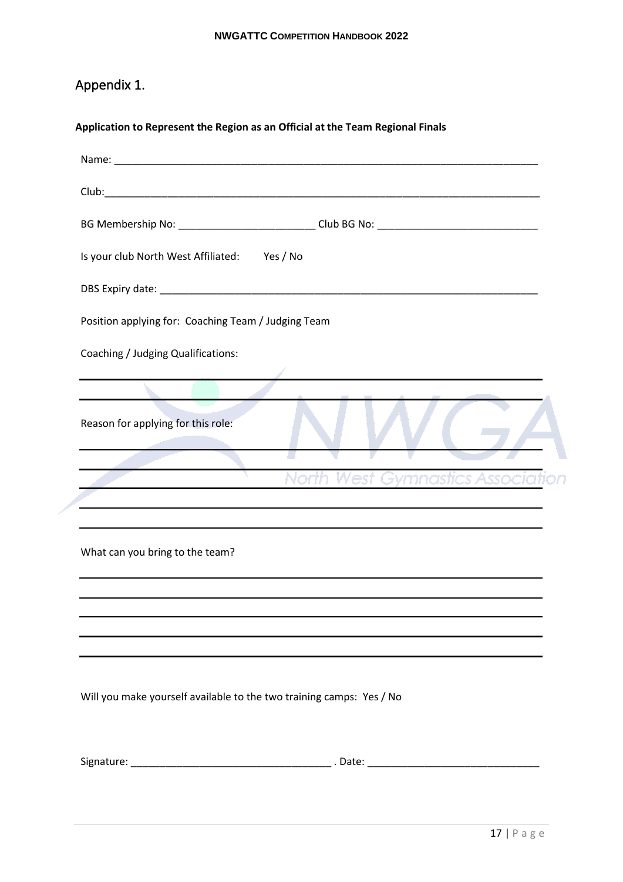## Appendix 1.

**Application to Represent the Region as an Official at the Team Regional Finals**

Name: ___________________________________________________________________________

Club:_____________________________________________________________________________

BG Membership No: ________________________ Club BG No: ____________________________

Is your club North West Affiliated: Yes / No

DBS Expiry date: ____________________________________________________________________

Position applying for: Coaching Team / Judging Team

Coaching / Judging Qualifications:

______________________________________________________________________________

______________________________________________________________________________

Reason for applying for this role:

______________________________________________________________________________

______________________________________________________________________________

______________________________________________________________________________

______________________________________________________________________________

______________________________________________________________________________

What can you bring to the team?

______________________________________________________________________________

______________________________________________________________________________

______________________________________________________________________________

______________________________________________________________________________

______________________________________________________________________________

Will you make yourself available to the two training camps: Yes / No

Signature: ___________________________________ . Date: ______________________________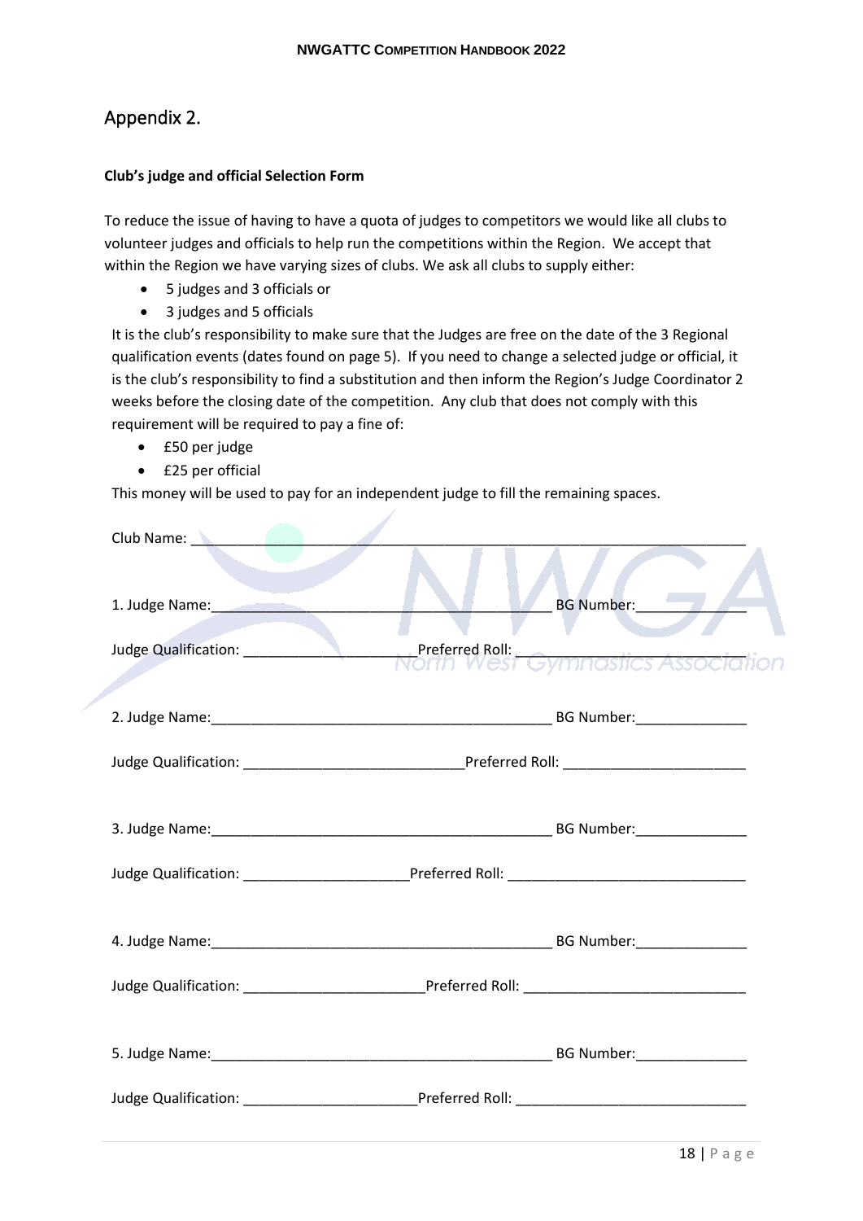## Appendix 2.

**Club's judge and official Selection Form**

To reduce the issue of having to have a quota of judges to competitors we would like all clubs to volunteer judges and officials to help run the competitions within the Region. We accept that within the Region we have varying sizes of clubs. We ask all clubs to supply either:

- 5 judges and 3 officials or
- 3 judges and 5 officials

It is the club's responsibility to make sure that the Judges are free on the date of the 3 Regional qualification events (dates found on page 5). If you need to change a selected judge or official, it is the club's responsibility to find a substitution and then inform the Region's Judge Coordinator 2 weeks before the closing date of the competition. Any club that does not comply with this requirement will be required to pay a fine of:

- £50 per judge
- £25 per official

This money will be used to pay for an independent judge to fill the remaining spaces.

Club Name: ______________________________________________________________________

1. Judge Name:__________________________________________ BG Number:______________

Judge Qualification: _____________________Preferred Roll: ______________________________

2. Judge Name:__________________________________________ BG Number:______________

Judge Qualification: ___________________________Preferred Roll: _______________________

3. Judge Name:__________________________________________ BG Number:______________

Judge Qualification: _____________________Preferred Roll: _____________________________

4. Judge Name:__________________________________________ BG Number:______________

Judge Qualification: ______________________Preferred Roll: ___________________________

5. Judge Name:__________________________________________ BG Number:______________

Judge Qualification: _____________________Preferred Roll: _____________________________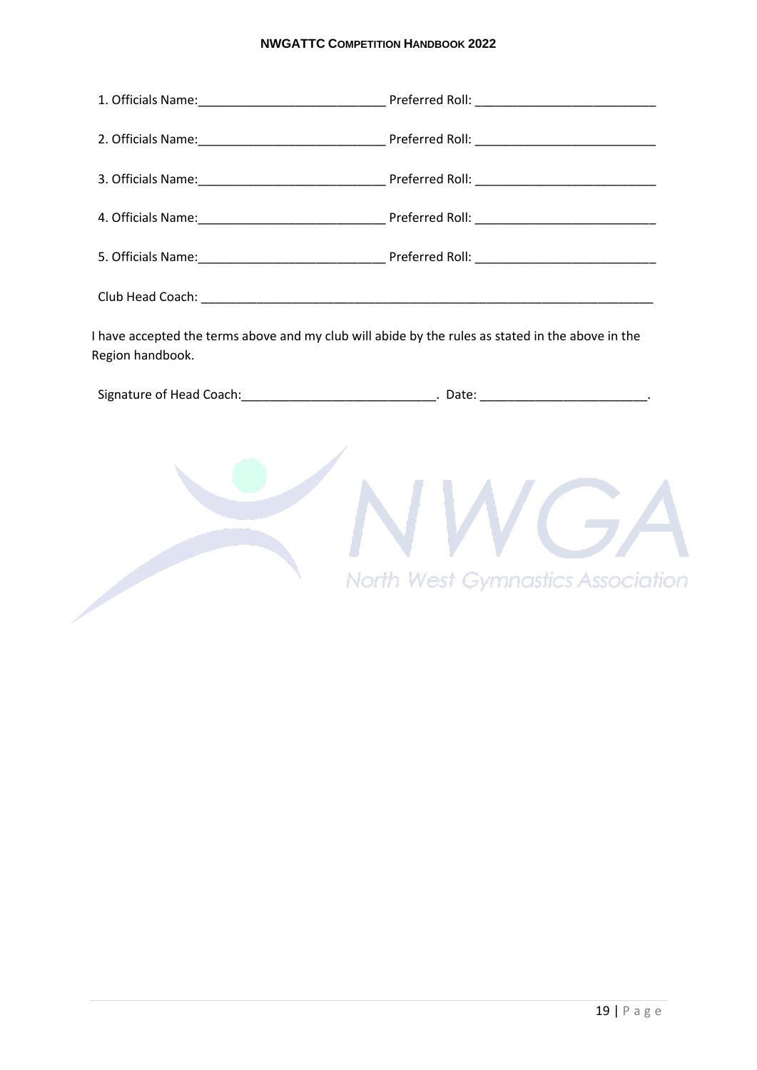1. Officials Name:___________________________ Preferred Roll: __________________________

2. Officials Name:___________________________ Preferred Roll: __________________________

3. Officials Name:___________________________ Preferred Roll: __________________________

4. Officials Name:___________________________ Preferred Roll: __________________________

5. Officials Name:___________________________ Preferred Roll: __________________________

Club Head Coach: ____________________________________________________________________

I have accepted the terms above and my club will abide by the rules as stated in the above in the Region handbook.

Signature of Head Coach:____________________________. Date: ________________________.

NWGA

North West Gymnastics Association